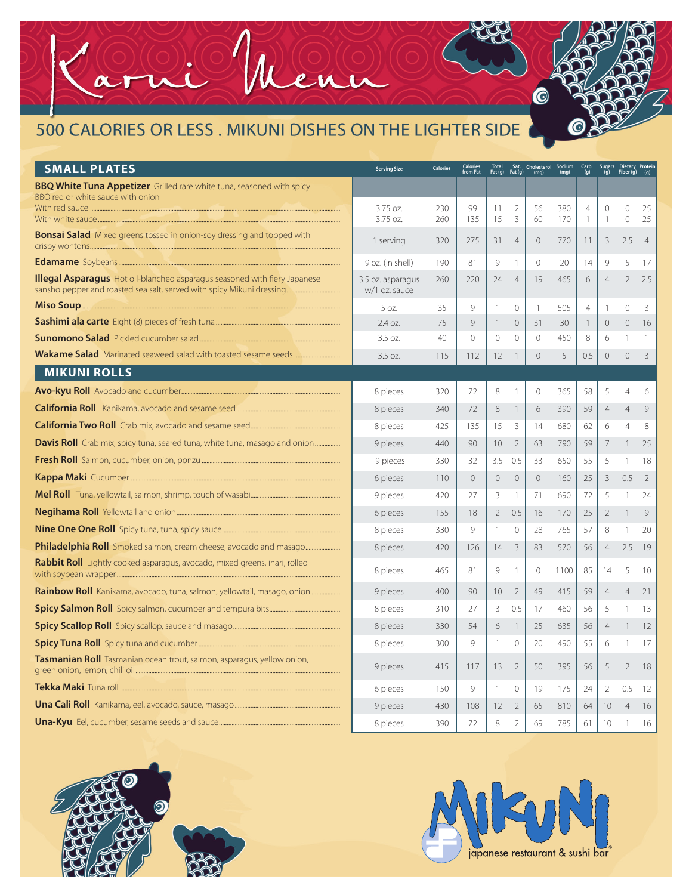# Karui Menu

## 500 CALORIES OR LESS . MIKUNI DISHES ON THE LIGHTER SIDE

| SMALL PLATES | Serving Size | Calories | Calories from Fat | Total Fat (g) | Sat. Fat (g) | Cholesterol (mg) | Sodium (mg) | Carb. (g) | Sugars (g) | Dietary Fiber (g) | Protein (g) |
|---|---|---|---|---|---|---|---|---|---|---|---|
| **BBQ White Tuna Appetizer** Grilled rare white tuna, seasoned with spicy BBQ red or white sauce with onion | | | | | | | | | | | |
| With red sauce | 3.75 oz. | 230 | 99 | 11 | 2 | 56 | 380 | 4 | 0 | 0 | 25 |
| With white sauce | 3.75 oz. | 260 | 135 | 15 | 3 | 60 | 170 | 1 | 1 | 0 | 25 |
| **Bonsai Salad** Mixed greens tossed in onion-soy dressing and topped with crispy wontons | 1 serving | 320 | 275 | 31 | 4 | 0 | 770 | 11 | 3 | 2.5 | 4 |
| **Edamame** Soybeans | 9 oz. (in shell) | 190 | 81 | 9 | 1 | 0 | 20 | 14 | 9 | 5 | 17 |
| **Illegal Asparagus** Hot oil-blanched asparagus seasoned with fiery Japanese sansho pepper and roasted sea salt, served with spicy Mikuni dressing | 3.5 oz. asparagus w/1 oz. sauce | 260 | 220 | 24 | 4 | 19 | 465 | 6 | 4 | 2 | 2.5 |
| **Miso Soup** | 5 oz. | 35 | 9 | 1 | 0 | 1 | 505 | 4 | 1 | 0 | 3 |
| **Sashimi ala carte** Eight (8) pieces of fresh tuna | 2.4 oz. | 75 | 9 | 1 | 0 | 31 | 30 | 1 | 0 | 0 | 16 |
| **Sunomono Salad** Pickled cucumber salad | 3.5 oz. | 40 | 0 | 0 | 0 | 0 | 450 | 8 | 6 | 1 | 1 |
| **Wakame Salad** Marinated seaweed salad with toasted sesame seeds | 3.5 oz. | 115 | 112 | 12 | 1 | 0 | 5 | 0.5 | 0 | 0 | 3 |
| **MIKUNI ROLLS** | | | | | | | | | | | |
| **Avo-kyu Roll** Avocado and cucumber | 8 pieces | 320 | 72 | 8 | 1 | 0 | 365 | 58 | 5 | 4 | 6 |
| **California Roll** Kanikama, avocado and sesame seed | 8 pieces | 340 | 72 | 8 | 1 | 6 | 390 | 59 | 4 | 4 | 9 |
| **California Two Roll** Crab mix, avocado and sesame seed | 8 pieces | 425 | 135 | 15 | 3 | 14 | 680 | 62 | 6 | 4 | 8 |
| **Davis Roll** Crab mix, spicy tuna, seared tuna, white tuna, masago and onion | 9 pieces | 440 | 90 | 10 | 2 | 63 | 790 | 59 | 7 | 1 | 25 |
| **Fresh Roll** Salmon, cucumber, onion, ponzu | 9 pieces | 330 | 32 | 3.5 | 0.5 | 33 | 650 | 55 | 5 | 1 | 18 |
| **Kappa Maki** Cucumber | 6 pieces | 110 | 0 | 0 | 0 | 0 | 160 | 25 | 3 | 0.5 | 2 |
| **Mel Roll** Tuna, yellowtail, salmon, shrimp, touch of wasabi | 9 pieces | 420 | 27 | 3 | 1 | 71 | 690 | 72 | 5 | 1 | 24 |
| **Negihama Roll** Yellowtail and onion | 6 pieces | 155 | 18 | 2 | 0.5 | 16 | 170 | 25 | 2 | 1 | 9 |
| **Nine One One Roll** Spicy tuna, tuna, spicy sauce | 8 pieces | 330 | 9 | 1 | 0 | 28 | 765 | 57 | 8 | 1 | 20 |
| **Philadelphia Roll** Smoked salmon, cream cheese, avocado and masago | 8 pieces | 420 | 126 | 14 | 3 | 83 | 570 | 56 | 4 | 2.5 | 19 |
| **Rabbit Roll** Lightly cooked asparagus, avocado, mixed greens, inari, rolled with soybean wrapper | 8 pieces | 465 | 81 | 9 | 1 | 0 | 1100 | 85 | 14 | 5 | 10 |
| **Rainbow Roll** Kanikama, avocado, tuna, salmon, yellowtail, masago, onion | 9 pieces | 400 | 90 | 10 | 2 | 49 | 415 | 59 | 4 | 4 | 21 |
| **Spicy Salmon Roll** Spicy salmon, cucumber and tempura bits | 8 pieces | 310 | 27 | 3 | 0.5 | 17 | 460 | 56 | 5 | 1 | 13 |
| **Spicy Scallop Roll** Spicy scallop, sauce and masago | 8 pieces | 330 | 54 | 6 | 1 | 25 | 635 | 56 | 4 | 1 | 12 |
| **Spicy Tuna Roll** Spicy tuna and cucumber | 8 pieces | 300 | 9 | 1 | 0 | 20 | 490 | 55 | 6 | 1 | 17 |
| **Tasmanian Roll** Tasmanian ocean trout, salmon, asparagus, yellow onion, green onion, lemon, chili oil | 9 pieces | 415 | 117 | 13 | 2 | 50 | 395 | 56 | 5 | 2 | 18 |
| **Tekka Maki** Tuna roll | 6 pieces | 150 | 9 | 1 | 0 | 19 | 175 | 24 | 2 | 0.5 | 12 |
| **Una Cali Roll** Kanikama, eel, avocado, sauce, masago | 9 pieces | 430 | 108 | 12 | 2 | 65 | 810 | 64 | 10 | 4 | 16 |
| **Una-Kyu** Eel, cucumber, sesame seeds and sauce | 8 pieces | 390 | 72 | 8 | 2 | 69 | 785 | 61 | 10 | 1 | 16 |

MIKUNI japanese restaurant & sushi bar®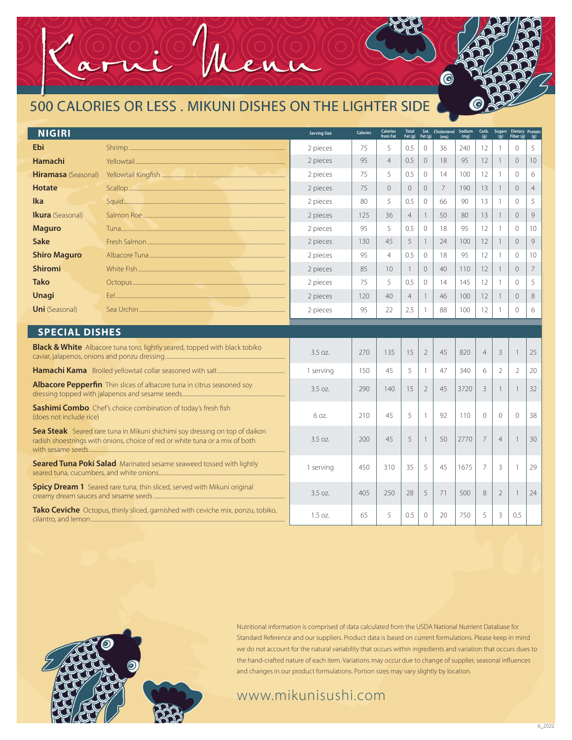# Karui Menu

## 500 CALORIES OR LESS . MIKUNI DISHES ON THE LIGHTER SIDE

| NIGIRI | | Serving Size | Calories | Calories from Fat | Total Fat (g) | Sat. Fat (g) | Cholesterol (mg) | Sodium (mg) | Carb. (g) | Sugars (g) | Dietary Fiber (g) | Protein (g) |
|---|---|---|---|---|---|---|---|---|---|---|---|---|
| **Ebi** | Shrimp | 2 pieces | 75 | 5 | 0.5 | 0 | 36 | 240 | 12 | 1 | 0 | 5 |
| **Hamachi** | Yellowtail | 2 pieces | 95 | 4 | 0.5 | 0 | 18 | 95 | 12 | 1 | 0 | 10 |
| **Hiramasa** (Seasonal) | Yellowtail Kingfish | 2 pieces | 75 | 5 | 0.5 | 0 | 14 | 100 | 12 | 1 | 0 | 6 |
| **Hotate** | Scallop | 2 pieces | 75 | 0 | 0 | 0 | 7 | 190 | 13 | 1 | 0 | 4 |
| **Ika** | Squid | 2 pieces | 80 | 5 | 0.5 | 0 | 66 | 90 | 13 | 1 | 0 | 5 |
| **Ikura** (Seasonal) | Salmon Roe | 2 pieces | 125 | 36 | 4 | 1 | 50 | 80 | 13 | 1 | 0 | 9 |
| **Maguro** | Tuna | 2 pieces | 95 | 5 | 0.5 | 0 | 18 | 95 | 12 | 1 | 0 | 10 |
| **Sake** | Fresh Salmon | 2 pieces | 130 | 45 | 5 | 1 | 24 | 100 | 12 | 1 | 0 | 9 |
| **Shiro Maguro** | Albacore Tuna | 2 pieces | 95 | 4 | 0.5 | 0 | 18 | 95 | 12 | 1 | 0 | 10 |
| **Shiromi** | White Fish | 2 pieces | 85 | 10 | 1 | 0 | 40 | 110 | 12 | 1 | 0 | 7 |
| **Tako** | Octopus | 2 pieces | 75 | 5 | 0.5 | 0 | 14 | 145 | 12 | 1 | 0 | 5 |
| **Unagi** | Eel | 2 pieces | 120 | 40 | 4 | 1 | 46 | 100 | 12 | 1 | 0 | 8 |
| **Uni** (Seasonal) | Sea Urchin | 2 pieces | 95 | 22 | 2.5 | 1 | 88 | 100 | 12 | 1 | 0 | 6 |

| SPECIAL DISHES | Serving Size | Calories | Calories from Fat | Total Fat (g) | Sat. Fat (g) | Cholesterol (mg) | Sodium (mg) | Carb. (g) | Sugars (g) | Dietary Fiber (g) | Protein (g) |
|---|---|---|---|---|---|---|---|---|---|---|---|
| **Black & White** Albacore tuna toro, lightly seared, topped with black tobiko caviar, jalapenos, onions and ponzu dressing | 3.5 oz. | 270 | 135 | 15 | 2 | 45 | 820 | 4 | 3 | 1 | 25 |
| **Hamachi Kama** Broiled yellowtail collar seasoned with salt | 1 serving | 150 | 45 | 5 | 1 | 47 | 340 | 6 | 2 | 2 | 20 |
| **Albacore Pepperfin** Thin slices of albacore tuna in citrus seasoned soy dressing topped with jalapenos and sesame seeds | 3.5 oz. | 290 | 140 | 15 | 2 | 45 | 3720 | 3 | 1 | 1 | 32 |
| **Sashimi Combo** Chef's choice combination of today's fresh fish (does not include rice) | 6 oz. | 210 | 45 | 5 | 1 | 92 | 110 | 0 | 0 | 0 | 38 |
| **Sea Steak** Seared rare tuna in Mikuni shichimi soy dressing on top of daikon radish shoestrings with onions, choice of red or white tuna or a mix of both with sesame seeds | 3.5 oz. | 200 | 45 | 5 | 1 | 50 | 2770 | 7 | 4 | 1 | 30 |
| **Seared Tuna Poki Salad** Marinated sesame seaweed tossed with lightly seared tuna, cucumbers, and white onions | 1 serving | 450 | 310 | 35 | 5 | 45 | 1675 | 7 | 3 | 1 | 29 |
| **Spicy Dream 1** Seared rare tuna, thin sliced, served with Mikuni original creamy dream sauces and sesame seeds | 3.5 oz. | 405 | 250 | 28 | 5 | 71 | 500 | 8 | 2 | 1 | 24 |
| **Tako Ceviche** Octopus, thinly sliced, garnished with ceviche mix, ponzu, tobiko, cilantro, and lemon | 1.5 oz. | 65 | 5 | 0.5 | 0 | 20 | 750 | 5 | 3 | 0.5 | |

Nutritional information is comprised of data calculated from the USDA National Nutrient Database for Standard Reference and our suppliers. Product data is based on current formulations. Please keep in mind we do not account for the natural variability that occurs within ingredients and variation that occurs dues to the hand-crafted nature of each item. Variations may occur due to change of supplier, seasonal influences and changes in our product formulations. Portion sizes may vary slightly by location.

www.mikunisushi.com

6_2022